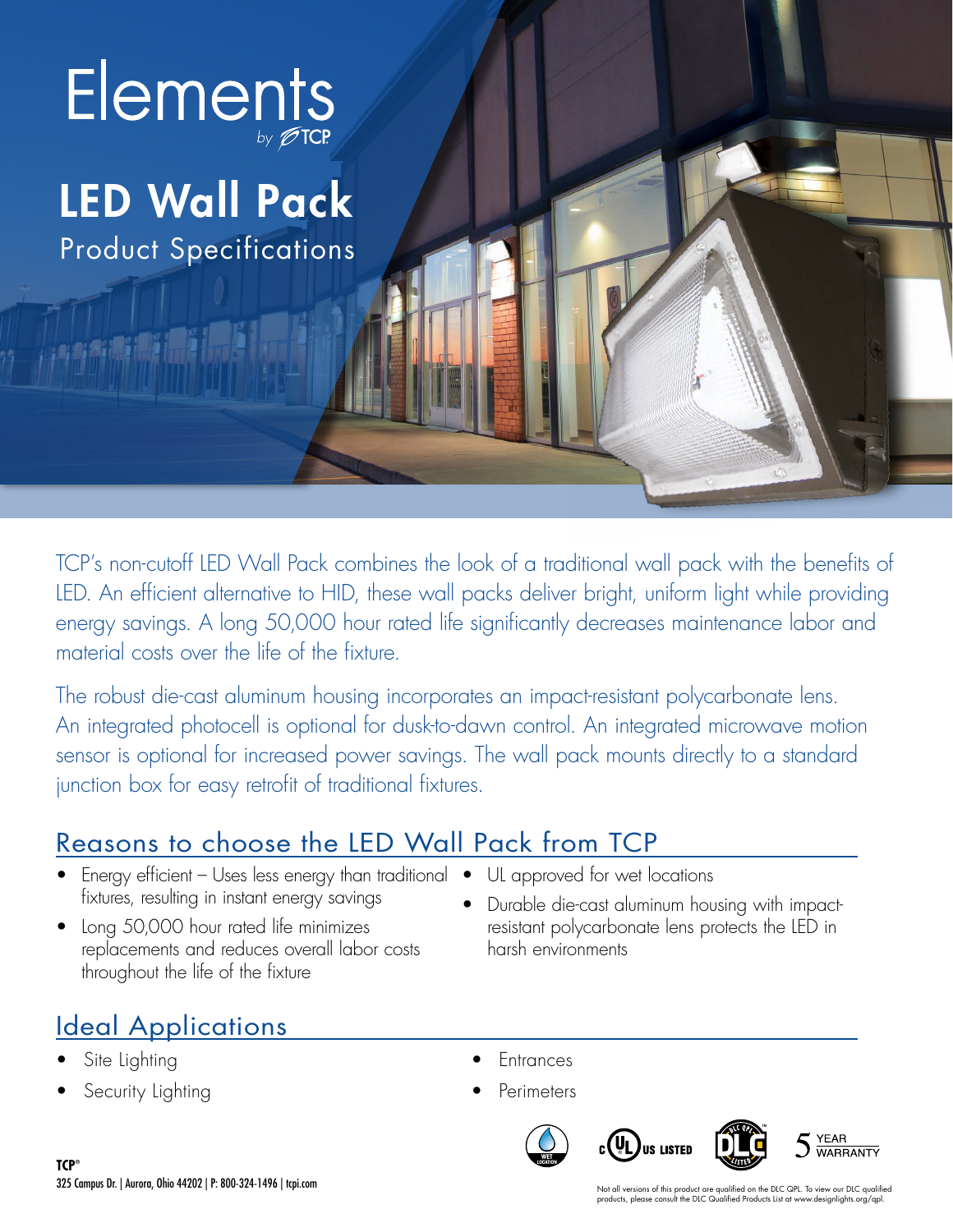# Elements

by TCP

## LED Wall Pack

Product Specifications

TCP's non-cutoff LED Wall Pack combines the look of a traditional wall pack with the benefits of LED. An efficient alternative to HID, these wall packs deliver bright, uniform light while providing energy savings. A long 50,000 hour rated life significantly decreases maintenance labor and material costs over the life of the fixture.

The robust die-cast aluminum housing incorporates an impact-resistant polycarbonate lens. An integrated photocell is optional for dusk-to-dawn control. An integrated microwave motion sensor is optional for increased power savings. The wall pack mounts directly to a standard junction box for easy retrofit of traditional fixtures.

## Reasons to choose the LED Wall Pack from TCP

- Energy efficient – Uses less energy than traditional fixtures, resulting in instant energy savings
- Long 50,000 hour rated life minimizes replacements and reduces overall labor costs throughout the life of the fixture
- UL approved for wet locations
- Durable die-cast aluminum housing with impact-resistant polycarbonate lens protects the LED in harsh environments

## Ideal Applications

- Site Lighting
- Security Lighting
- Entrances
- Perimeters

WET LOCATION | c UL US LISTED | DLC QPL LISTED | 5 YEAR WARRANTY

**TCP®**
325 Campus Dr. | Aurora, Ohio 44202 | P: 800-324-1496 | tcpi.com

Not all versions of this product are qualified on the DLC QPL. To view our DLC qualified products, please consult the DLC Qualified Products List at www.designlights.org/qpl.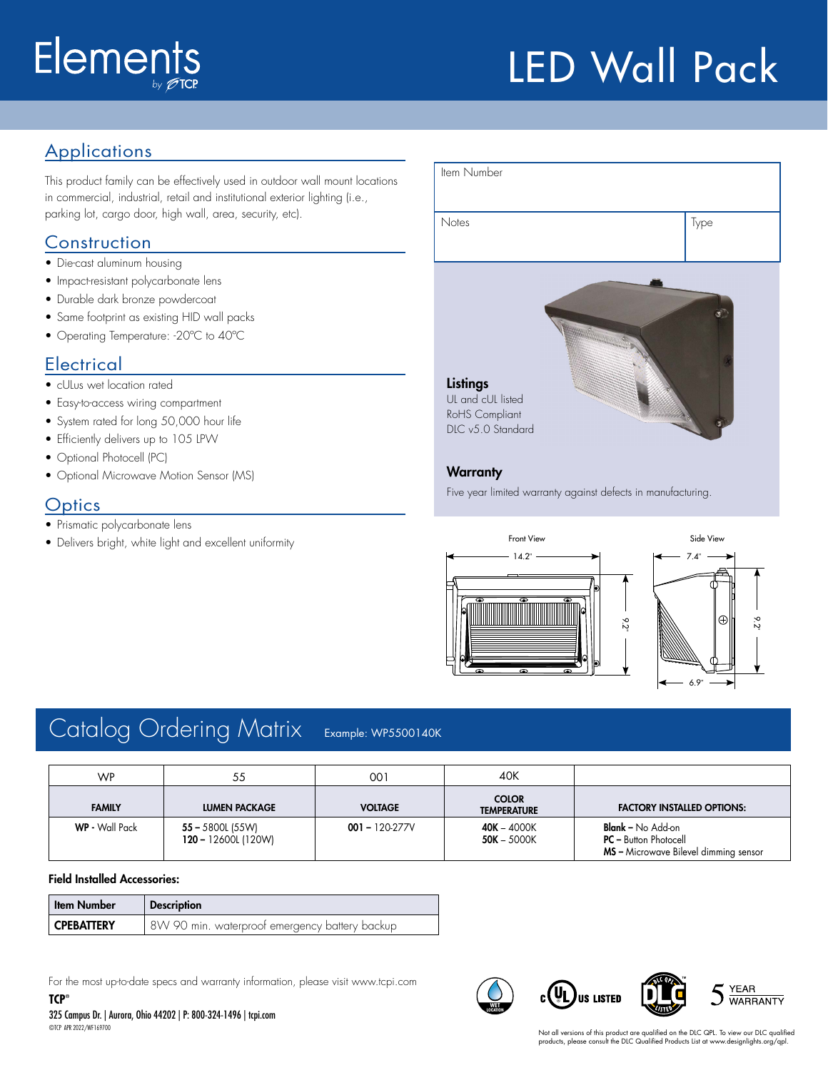# Elements by TCP

# LED Wall Pack

## Applications

This product family can be effectively used in outdoor wall mount locations in commercial, industrial, retail and institutional exterior lighting (i.e., parking lot, cargo door, high wall, area, security, etc).

## Construction

- Die-cast aluminum housing
- Impact-resistant polycarbonate lens
- Durable dark bronze powdercoat
- Same footprint as existing HID wall packs
- Operating Temperature: -20°C to 40°C

## Electrical

- cULus wet location rated
- Easy-to-access wiring compartment
- System rated for long 50,000 hour life
- Efficiently delivers up to 105 LPW
- Optional Photocell (PC)
- Optional Microwave Motion Sensor (MS)

## Optics

- Prismatic polycarbonate lens
- Delivers bright, white light and excellent uniformity

| Item Number | |
|---|---|
| Notes | Type |

**Listings**

UL and cUL listed
RoHS Compliant
DLC v5.0 Standard

**Warranty**

Five year limited warranty against defects in manufacturing.

Front View
14.2"
9.2"

Side View
7.4"
9.2"
6.9"

## Catalog Ordering Matrix

Example: WP5500140K

| WP | 55 | 001 | 40K | |
|---|---|---|---|---|
| **FAMILY** | **LUMEN PACKAGE** | **VOLTAGE** | **COLOR TEMPERATURE** | **FACTORY INSTALLED OPTIONS:** |
| **WP** - Wall Pack | **55 –** 5800L (55W)<br>**120 –** 12600L (120W) | **001 –** 120-277V | **40K** – 4000K<br>**50K** – 5000K | **Blank –** No Add-on<br>**PC –** Button Photocell<br>**MS –** Microwave Bilevel dimming sensor |

**Field Installed Accessories:**

| Item Number | Description |
|---|---|
| **CPEBATTERY** | 8W 90 min. waterproof emergency battery backup |

For the most up-to-date specs and warranty information, please visit www.tcpi.com

TCP®
325 Campus Dr. | Aurora, Ohio 44202 | P: 800-324-1496 | tcpi.com
©TCP APR 2022/WF169700

WET LOCATION
c UL US LISTED
DLC QPL LISTED
5 YEAR WARRANTY

Not all versions of this product are qualified on the DLC QPL. To view our DLC qualified products, please consult the DLC Qualified Products List at www.designlights.org/qpl.